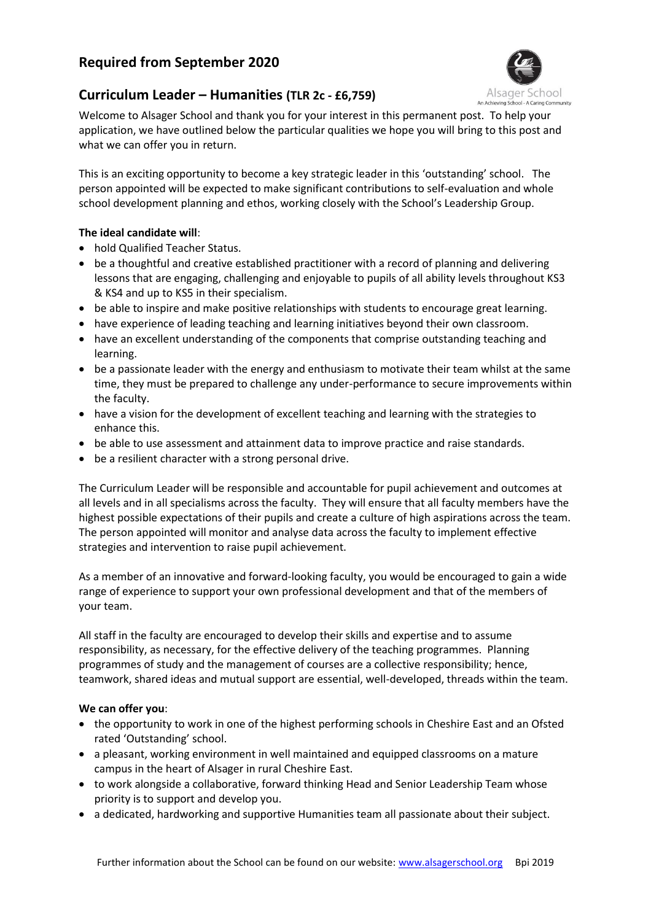# Required from September 2020

## Curriculum Leader – Humanities (TLR 2c - £6,759)

Welcome to Alsager School and thank you for your interest in this permanent post. To help your application, we have outlined below the particular qualities we hope you will bring to this post and what we can offer you in return.

This is an exciting opportunity to become a key strategic leader in this 'outstanding' school. The person appointed will be expected to make significant contributions to self-evaluation and whole school development planning and ethos, working closely with the School's Leadership Group.

**The ideal candidate will**:

- hold Qualified Teacher Status.
- be a thoughtful and creative established practitioner with a record of planning and delivering lessons that are engaging, challenging and enjoyable to pupils of all ability levels throughout KS3 & KS4 and up to KS5 in their specialism.
- be able to inspire and make positive relationships with students to encourage great learning.
- have experience of leading teaching and learning initiatives beyond their own classroom.
- have an excellent understanding of the components that comprise outstanding teaching and learning.
- be a passionate leader with the energy and enthusiasm to motivate their team whilst at the same time, they must be prepared to challenge any under-performance to secure improvements within the faculty.
- have a vision for the development of excellent teaching and learning with the strategies to enhance this.
- be able to use assessment and attainment data to improve practice and raise standards.
- be a resilient character with a strong personal drive.

The Curriculum Leader will be responsible and accountable for pupil achievement and outcomes at all levels and in all specialisms across the faculty. They will ensure that all faculty members have the highest possible expectations of their pupils and create a culture of high aspirations across the team. The person appointed will monitor and analyse data across the faculty to implement effective strategies and intervention to raise pupil achievement.

As a member of an innovative and forward-looking faculty, you would be encouraged to gain a wide range of experience to support your own professional development and that of the members of your team.

All staff in the faculty are encouraged to develop their skills and expertise and to assume responsibility, as necessary, for the effective delivery of the teaching programmes. Planning programmes of study and the management of courses are a collective responsibility; hence, teamwork, shared ideas and mutual support are essential, well-developed, threads within the team.

**We can offer you**:

- the opportunity to work in one of the highest performing schools in Cheshire East and an Ofsted rated 'Outstanding' school.
- a pleasant, working environment in well maintained and equipped classrooms on a mature campus in the heart of Alsager in rural Cheshire East.
- to work alongside a collaborative, forward thinking Head and Senior Leadership Team whose priority is to support and develop you.
- a dedicated, hardworking and supportive Humanities team all passionate about their subject.

Further information about the School can be found on our website: www.alsagerschool.org Bpi 2019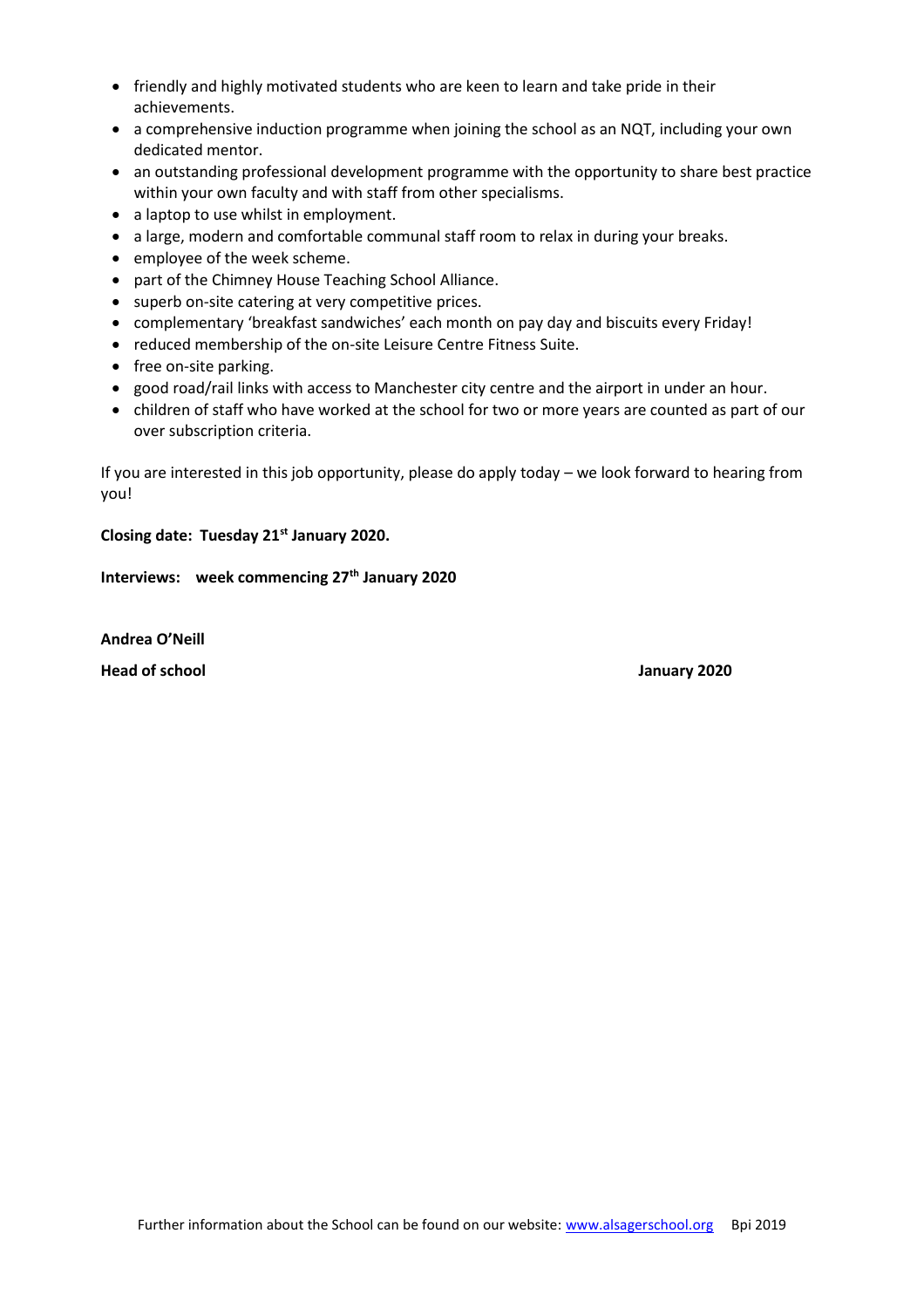- friendly and highly motivated students who are keen to learn and take pride in their achievements.
- a comprehensive induction programme when joining the school as an NQT, including your own dedicated mentor.
- an outstanding professional development programme with the opportunity to share best practice within your own faculty and with staff from other specialisms.
- a laptop to use whilst in employment.
- a large, modern and comfortable communal staff room to relax in during your breaks.
- employee of the week scheme.
- part of the Chimney House Teaching School Alliance.
- superb on-site catering at very competitive prices.
- complementary 'breakfast sandwiches' each month on pay day and biscuits every Friday!
- reduced membership of the on-site Leisure Centre Fitness Suite.
- free on-site parking.
- good road/rail links with access to Manchester city centre and the airport in under an hour.
- children of staff who have worked at the school for two or more years are counted as part of our over subscription criteria.

If you are interested in this job opportunity, please do apply today – we look forward to hearing from you!

**Closing date: Tuesday 21st January 2020.**

**Interviews: week commencing 27th January 2020**

**Andrea O'Neill**

**Head of school** **January 2020**

Further information about the School can be found on our website: www.alsagerschool.org Bpi 2019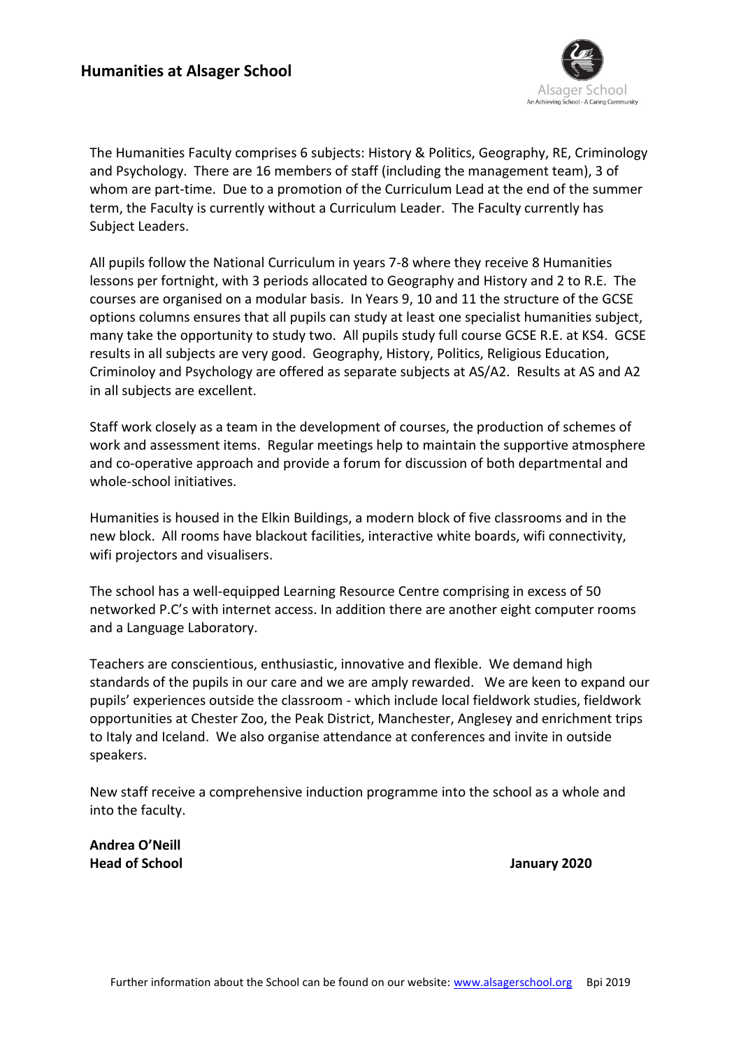## Humanities at Alsager School

The Humanities Faculty comprises 6 subjects: History & Politics, Geography, RE, Criminology and Psychology. There are 16 members of staff (including the management team), 3 of whom are part-time. Due to a promotion of the Curriculum Lead at the end of the summer term, the Faculty is currently without a Curriculum Leader. The Faculty currently has Subject Leaders.

All pupils follow the National Curriculum in years 7-8 where they receive 8 Humanities lessons per fortnight, with 3 periods allocated to Geography and History and 2 to R.E. The courses are organised on a modular basis. In Years 9, 10 and 11 the structure of the GCSE options columns ensures that all pupils can study at least one specialist humanities subject, many take the opportunity to study two. All pupils study full course GCSE R.E. at KS4. GCSE results in all subjects are very good. Geography, History, Politics, Religious Education, Criminoloy and Psychology are offered as separate subjects at AS/A2. Results at AS and A2 in all subjects are excellent.

Staff work closely as a team in the development of courses, the production of schemes of work and assessment items. Regular meetings help to maintain the supportive atmosphere and co-operative approach and provide a forum for discussion of both departmental and whole-school initiatives.

Humanities is housed in the Elkin Buildings, a modern block of five classrooms and in the new block. All rooms have blackout facilities, interactive white boards, wifi connectivity, wifi projectors and visualisers.

The school has a well-equipped Learning Resource Centre comprising in excess of 50 networked P.C's with internet access. In addition there are another eight computer rooms and a Language Laboratory.

Teachers are conscientious, enthusiastic, innovative and flexible. We demand high standards of the pupils in our care and we are amply rewarded. We are keen to expand our pupils' experiences outside the classroom - which include local fieldwork studies, fieldwork opportunities at Chester Zoo, the Peak District, Manchester, Anglesey and enrichment trips to Italy and Iceland. We also organise attendance at conferences and invite in outside speakers.

New staff receive a comprehensive induction programme into the school as a whole and into the faculty.

**Andrea O'Neill**
**Head of School** **January 2020**

Further information about the School can be found on our website: www.alsagerschool.org Bpi 2019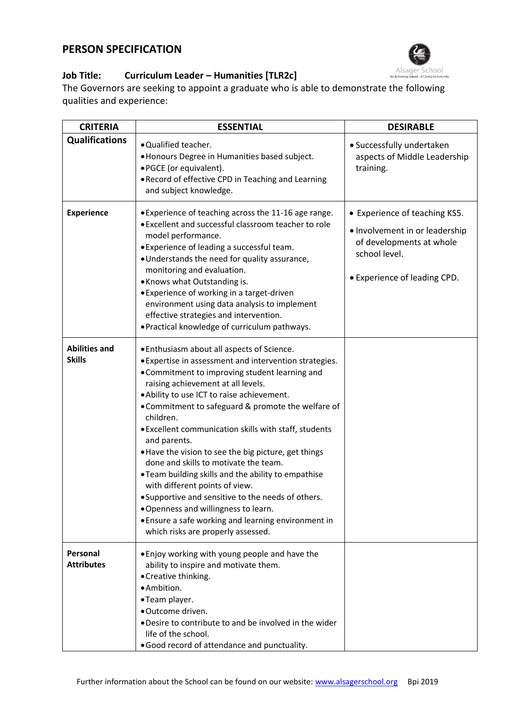# PERSON SPECIFICATION

**Job Title: Curriculum Leader – Humanities [TLR2c]**

The Governors are seeking to appoint a graduate who is able to demonstrate the following qualities and experience:

| CRITERIA | ESSENTIAL | DESIRABLE |
|---|---|---|
| **Qualifications** | • Qualified teacher.<br>• Honours Degree in Humanities based subject.<br>• PGCE (or equivalent).<br>• Record of effective CPD in Teaching and Learning and subject knowledge. | • Successfully undertaken aspects of Middle Leadership training. |
| **Experience** | • Experience of teaching across the 11-16 age range.<br>• Excellent and successful classroom teacher to role model performance.<br>• Experience of leading a successful team.<br>• Understands the need for quality assurance, monitoring and evaluation.<br>• Knows what Outstanding is.<br>• Experience of working in a target-driven environment using data analysis to implement effective strategies and intervention.<br>• Practical knowledge of curriculum pathways. | • Experience of teaching KS5.<br>• Involvement in or leadership of developments at whole school level.<br>• Experience of leading CPD. |
| **Abilities and Skills** | • Enthusiasm about all aspects of Science.<br>• Expertise in assessment and intervention strategies.<br>• Commitment to improving student learning and raising achievement at all levels.<br>• Ability to use ICT to raise achievement.<br>• Commitment to safeguard & promote the welfare of children.<br>• Excellent communication skills with staff, students and parents.<br>• Have the vision to see the big picture, get things done and skills to motivate the team.<br>• Team building skills and the ability to empathise with different points of view.<br>• Supportive and sensitive to the needs of others.<br>• Openness and willingness to learn.<br>• Ensure a safe working and learning environment in which risks are properly assessed. | |
| **Personal Attributes** | • Enjoy working with young people and have the ability to inspire and motivate them.<br>• Creative thinking.<br>• Ambition.<br>• Team player.<br>• Outcome driven.<br>• Desire to contribute to and be involved in the wider life of the school.<br>• Good record of attendance and punctuality. | |

Further information about the School can be found on our website: www.alsagerschool.org Bpi 2019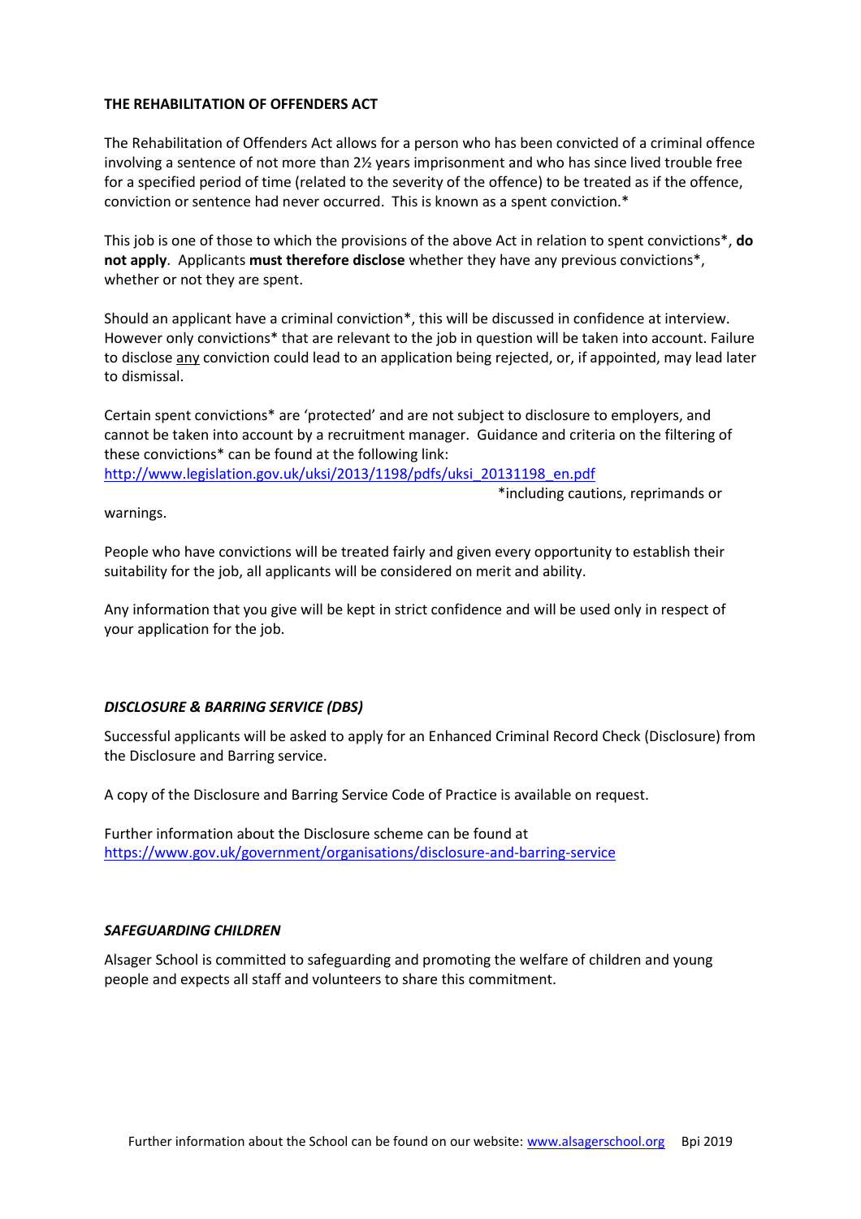**THE REHABILITATION OF OFFENDERS ACT**

The Rehabilitation of Offenders Act allows for a person who has been convicted of a criminal offence involving a sentence of not more than 2½ years imprisonment and who has since lived trouble free for a specified period of time (related to the severity of the offence) to be treated as if the offence, conviction or sentence had never occurred. This is known as a spent conviction.*

This job is one of those to which the provisions of the above Act in relation to spent convictions*, **do not apply**. Applicants **must therefore disclose** whether they have any previous convictions*, whether or not they are spent.

Should an applicant have a criminal conviction*, this will be discussed in confidence at interview. However only convictions* that are relevant to the job in question will be taken into account. Failure to disclose any conviction could lead to an application being rejected, or, if appointed, may lead later to dismissal.

Certain spent convictions* are 'protected' and are not subject to disclosure to employers, and cannot be taken into account by a recruitment manager. Guidance and criteria on the filtering of these convictions* can be found at the following link:
[http://www.legislation.gov.uk/uksi/2013/1198/pdfs/uksi_20131198_en.pdf](http://www.legislation.gov.uk/uksi/2013/1198/pdfs/uksi_20131198_en.pdf)

*including cautions, reprimands or warnings.

People who have convictions will be treated fairly and given every opportunity to establish their suitability for the job, all applicants will be considered on merit and ability.

Any information that you give will be kept in strict confidence and will be used only in respect of your application for the job.

***DISCLOSURE & BARRING SERVICE (DBS)***

Successful applicants will be asked to apply for an Enhanced Criminal Record Check (Disclosure) from the Disclosure and Barring service.

A copy of the Disclosure and Barring Service Code of Practice is available on request.

Further information about the Disclosure scheme can be found at
[https://www.gov.uk/government/organisations/disclosure-and-barring-service](https://www.gov.uk/government/organisations/disclosure-and-barring-service)

***SAFEGUARDING CHILDREN***

Alsager School is committed to safeguarding and promoting the welfare of children and young people and expects all staff and volunteers to share this commitment.

Further information about the School can be found on our website: [www.alsagerschool.org](http://www.alsagerschool.org) Bpi 2019